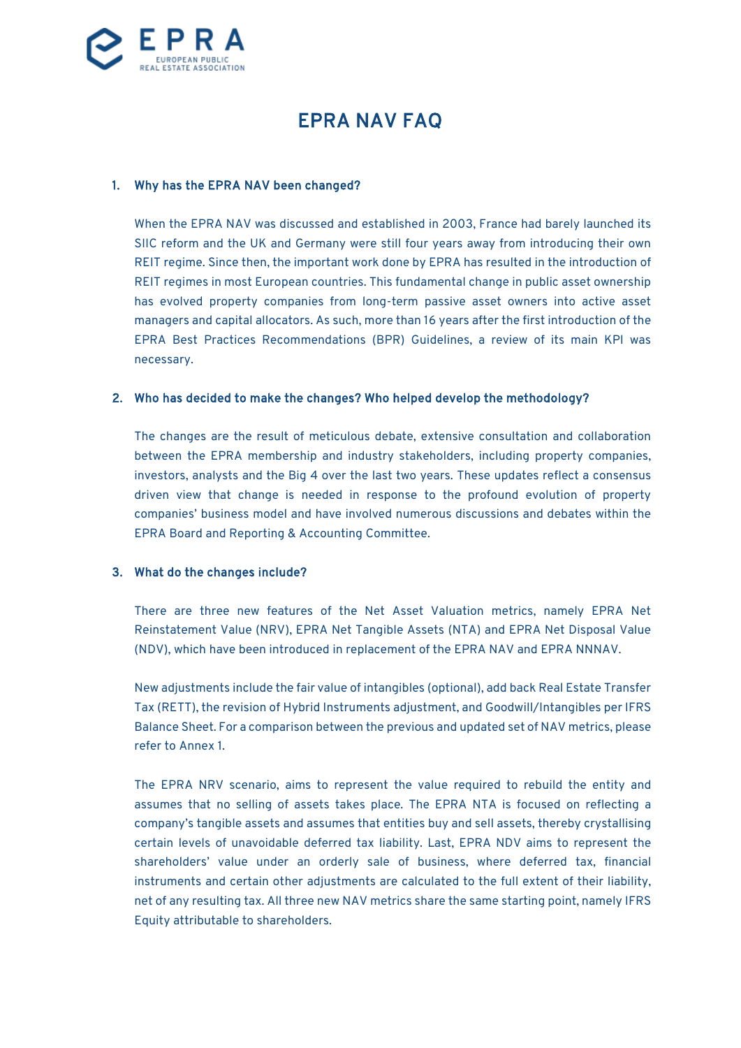# EPRA NAV FAQ

## 1. Why has the EPRA NAV been changed?

When the EPRA NAV was discussed and established in 2003, France had barely launched its SIIC reform and the UK and Germany were still four years away from introducing their own REIT regime. Since then, the important work done by EPRA has resulted in the introduction of REIT regimes in most European countries. This fundamental change in public asset ownership has evolved property companies from long-term passive asset owners into active asset managers and capital allocators. As such, more than 16 years after the first introduction of the EPRA Best Practices Recommendations (BPR) Guidelines, a review of its main KPI was necessary.

## 2. Who has decided to make the changes? Who helped develop the methodology?

The changes are the result of meticulous debate, extensive consultation and collaboration between the EPRA membership and industry stakeholders, including property companies, investors, analysts and the Big 4 over the last two years. These updates reflect a consensus driven view that change is needed in response to the profound evolution of property companies' business model and have involved numerous discussions and debates within the EPRA Board and Reporting & Accounting Committee.

## 3. What do the changes include?

There are three new features of the Net Asset Valuation metrics, namely EPRA Net Reinstatement Value (NRV), EPRA Net Tangible Assets (NTA) and EPRA Net Disposal Value (NDV), which have been introduced in replacement of the EPRA NAV and EPRA NNNAV.

New adjustments include the fair value of intangibles (optional), add back Real Estate Transfer Tax (RETT), the revision of Hybrid Instruments adjustment, and Goodwill/Intangibles per IFRS Balance Sheet. For a comparison between the previous and updated set of NAV metrics, please refer to Annex 1.

The EPRA NRV scenario, aims to represent the value required to rebuild the entity and assumes that no selling of assets takes place. The EPRA NTA is focused on reflecting a company's tangible assets and assumes that entities buy and sell assets, thereby crystallising certain levels of unavoidable deferred tax liability. Last, EPRA NDV aims to represent the shareholders' value under an orderly sale of business, where deferred tax, financial instruments and certain other adjustments are calculated to the full extent of their liability, net of any resulting tax. All three new NAV metrics share the same starting point, namely IFRS Equity attributable to shareholders.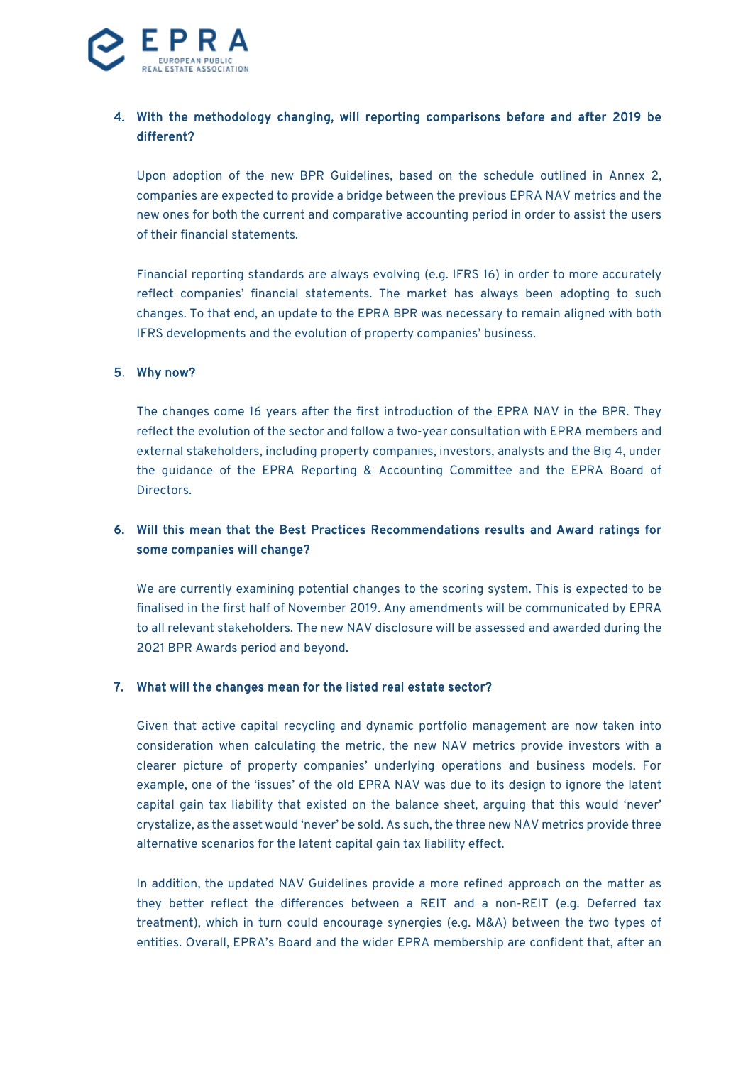4. **With the methodology changing, will reporting comparisons before and after 2019 be different?**

   Upon adoption of the new BPR Guidelines, based on the schedule outlined in Annex 2, companies are expected to provide a bridge between the previous EPRA NAV metrics and the new ones for both the current and comparative accounting period in order to assist the users of their financial statements.

   Financial reporting standards are always evolving (e.g. IFRS 16) in order to more accurately reflect companies' financial statements. The market has always been adopting to such changes. To that end, an update to the EPRA BPR was necessary to remain aligned with both IFRS developments and the evolution of property companies' business.

5. **Why now?**

   The changes come 16 years after the first introduction of the EPRA NAV in the BPR. They reflect the evolution of the sector and follow a two-year consultation with EPRA members and external stakeholders, including property companies, investors, analysts and the Big 4, under the guidance of the EPRA Reporting & Accounting Committee and the EPRA Board of Directors.

6. **Will this mean that the Best Practices Recommendations results and Award ratings for some companies will change?**

   We are currently examining potential changes to the scoring system. This is expected to be finalised in the first half of November 2019. Any amendments will be communicated by EPRA to all relevant stakeholders. The new NAV disclosure will be assessed and awarded during the 2021 BPR Awards period and beyond.

7. **What will the changes mean for the listed real estate sector?**

   Given that active capital recycling and dynamic portfolio management are now taken into consideration when calculating the metric, the new NAV metrics provide investors with a clearer picture of property companies' underlying operations and business models. For example, one of the 'issues' of the old EPRA NAV was due to its design to ignore the latent capital gain tax liability that existed on the balance sheet, arguing that this would 'never' crystalize, as the asset would 'never' be sold. As such, the three new NAV metrics provide three alternative scenarios for the latent capital gain tax liability effect.

   In addition, the updated NAV Guidelines provide a more refined approach on the matter as they better reflect the differences between a REIT and a non-REIT (e.g. Deferred tax treatment), which in turn could encourage synergies (e.g. M&A) between the two types of entities. Overall, EPRA's Board and the wider EPRA membership are confident that, after an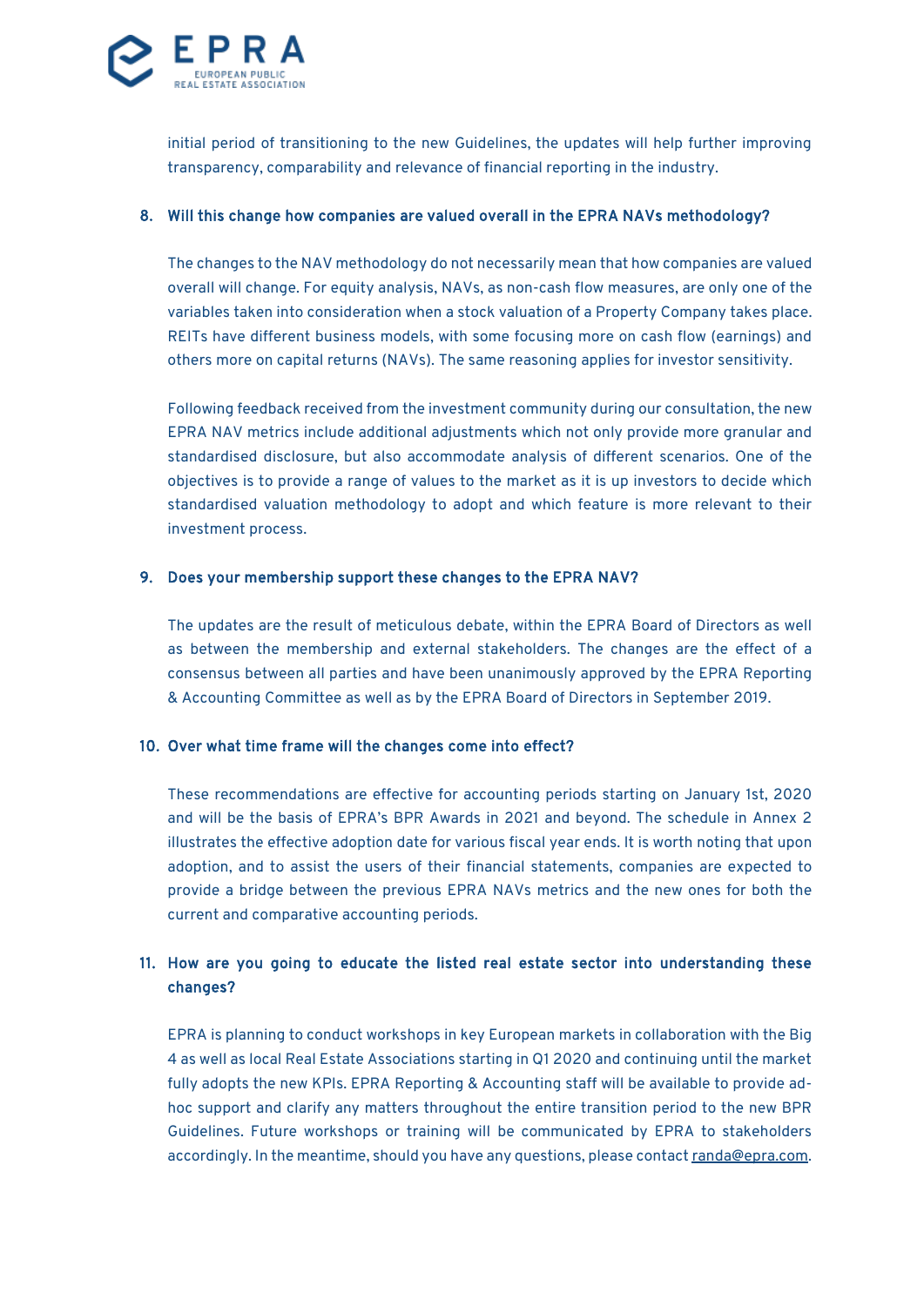initial period of transitioning to the new Guidelines, the updates will help further improving transparency, comparability and relevance of financial reporting in the industry.

**8. Will this change how companies are valued overall in the EPRA NAVs methodology?**

The changes to the NAV methodology do not necessarily mean that how companies are valued overall will change. For equity analysis, NAVs, as non-cash flow measures, are only one of the variables taken into consideration when a stock valuation of a Property Company takes place. REITs have different business models, with some focusing more on cash flow (earnings) and others more on capital returns (NAVs). The same reasoning applies for investor sensitivity.

Following feedback received from the investment community during our consultation, the new EPRA NAV metrics include additional adjustments which not only provide more granular and standardised disclosure, but also accommodate analysis of different scenarios. One of the objectives is to provide a range of values to the market as it is up investors to decide which standardised valuation methodology to adopt and which feature is more relevant to their investment process.

**9. Does your membership support these changes to the EPRA NAV?**

The updates are the result of meticulous debate, within the EPRA Board of Directors as well as between the membership and external stakeholders. The changes are the effect of a consensus between all parties and have been unanimously approved by the EPRA Reporting & Accounting Committee as well as by the EPRA Board of Directors in September 2019.

**10. Over what time frame will the changes come into effect?**

These recommendations are effective for accounting periods starting on January 1st, 2020 and will be the basis of EPRA's BPR Awards in 2021 and beyond. The schedule in Annex 2 illustrates the effective adoption date for various fiscal year ends. It is worth noting that upon adoption, and to assist the users of their financial statements, companies are expected to provide a bridge between the previous EPRA NAVs metrics and the new ones for both the current and comparative accounting periods.

**11. How are you going to educate the listed real estate sector into understanding these changes?**

EPRA is planning to conduct workshops in key European markets in collaboration with the Big 4 as well as local Real Estate Associations starting in Q1 2020 and continuing until the market fully adopts the new KPIs. EPRA Reporting & Accounting staff will be available to provide ad-hoc support and clarify any matters throughout the entire transition period to the new BPR Guidelines. Future workshops or training will be communicated by EPRA to stakeholders accordingly. In the meantime, should you have any questions, please contact randa@epra.com.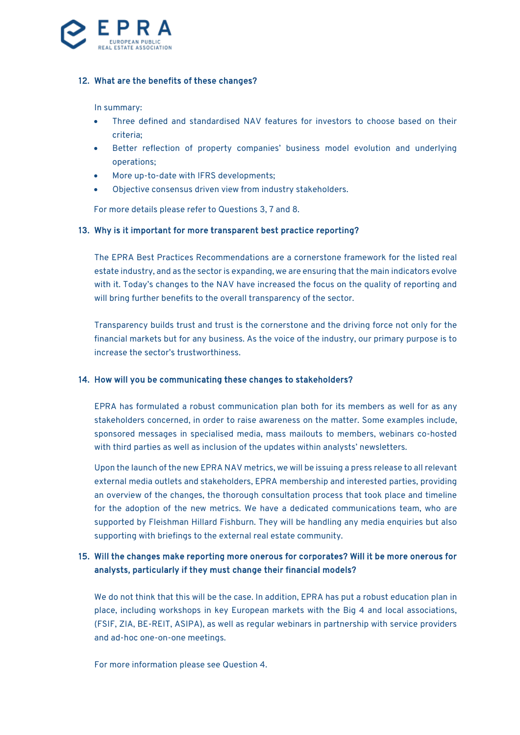## 12. What are the benefits of these changes?

In summary:

- Three defined and standardised NAV features for investors to choose based on their criteria;
- Better reflection of property companies' business model evolution and underlying operations;
- More up-to-date with IFRS developments;
- Objective consensus driven view from industry stakeholders.

For more details please refer to Questions 3, 7 and 8.

## 13. Why is it important for more transparent best practice reporting?

The EPRA Best Practices Recommendations are a cornerstone framework for the listed real estate industry, and as the sector is expanding, we are ensuring that the main indicators evolve with it. Today's changes to the NAV have increased the focus on the quality of reporting and will bring further benefits to the overall transparency of the sector.

Transparency builds trust and trust is the cornerstone and the driving force not only for the financial markets but for any business. As the voice of the industry, our primary purpose is to increase the sector's trustworthiness.

## 14. How will you be communicating these changes to stakeholders?

EPRA has formulated a robust communication plan both for its members as well for as any stakeholders concerned, in order to raise awareness on the matter. Some examples include, sponsored messages in specialised media, mass mailouts to members, webinars co-hosted with third parties as well as inclusion of the updates within analysts' newsletters.

Upon the launch of the new EPRA NAV metrics, we will be issuing a press release to all relevant external media outlets and stakeholders, EPRA membership and interested parties, providing an overview of the changes, the thorough consultation process that took place and timeline for the adoption of the new metrics. We have a dedicated communications team, who are supported by Fleishman Hillard Fishburn. They will be handling any media enquiries but also supporting with briefings to the external real estate community.

## 15. Will the changes make reporting more onerous for corporates? Will it be more onerous for analysts, particularly if they must change their financial models?

We do not think that this will be the case. In addition, EPRA has put a robust education plan in place, including workshops in key European markets with the Big 4 and local associations, (FSIF, ZIA, BE-REIT, ASIPA), as well as regular webinars in partnership with service providers and ad-hoc one-on-one meetings.

For more information please see Question 4.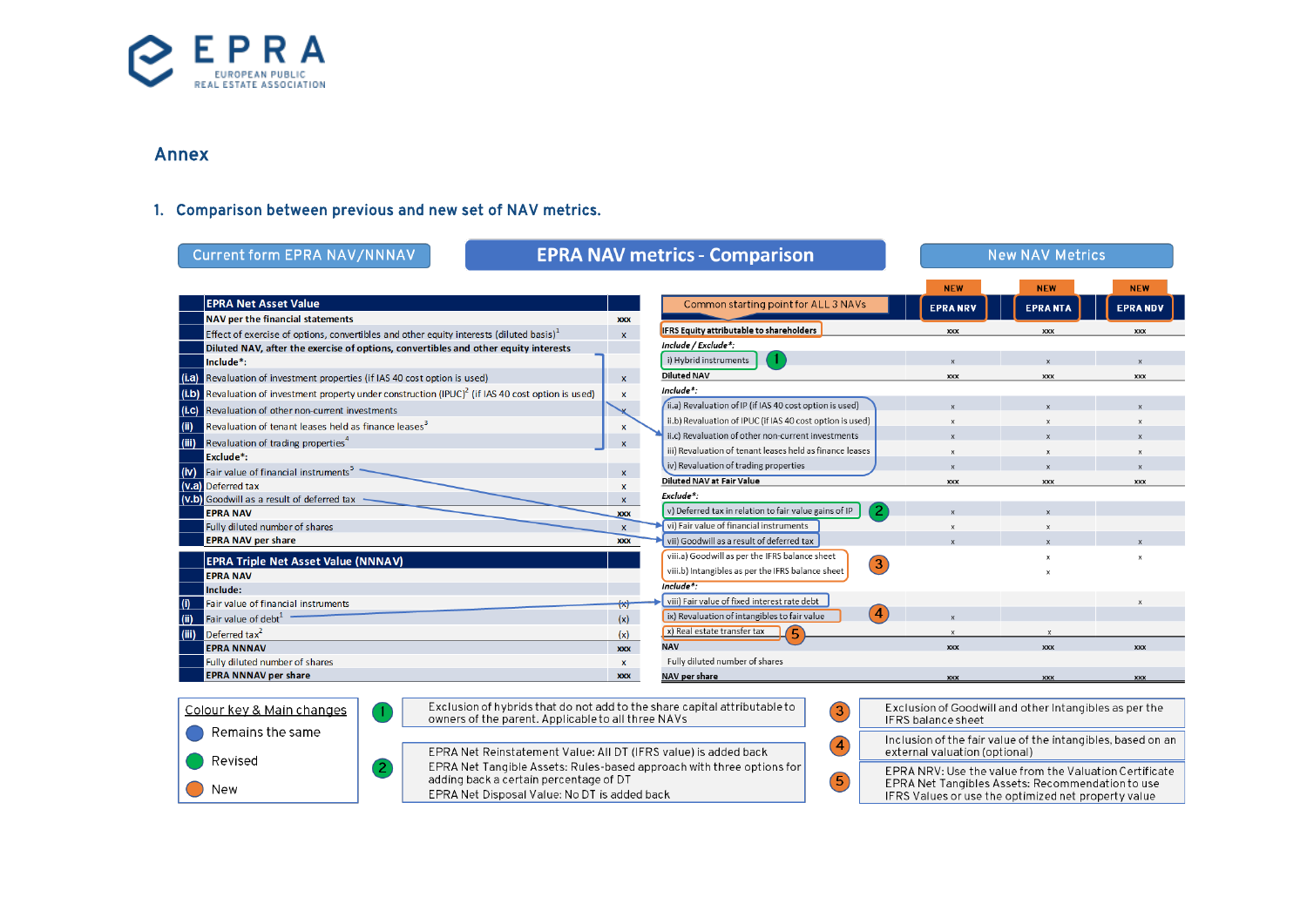## Annex

### 1. Comparison between previous and new set of NAV metrics.

Current form EPRA NAV/NNNAV | **EPRA NAV metrics - Comparison** | New NAV Metrics

| | EPRA Net Asset Value | |
|---|---|---|
| | **NAV per the financial statements** | xxx |
| | Effect of exercise of options, convertibles and other equity interests (diluted basis)[1] | x |
| | **Diluted NAV, after the exercise of options, convertibles and other equity interests** | |
| | **Include\*:** | |
| (i.a) | Revaluation of investment properties (if IAS 40 cost option is used) | x |
| (i.b) | Revaluation of investment property under construction (IPUC)[2] (if IAS 40 cost option is used) | x |
| (i.c) | Revaluation of other non-current investments | x |
| (ii) | Revaluation of tenant leases held as finance leases[3] | x |
| (iii) | Revaluation of trading properties[4] | x |
| | **Exclude\*:** | |
| (iv) | Fair value of financial instruments[5] | x |
| (v.a) | Deferred tax | x |
| (v.b) | Goodwill as a result of deferred tax | x |
| | **EPRA NAV** | xxx |
| | Fully diluted number of shares | x |
| | **EPRA NAV per share** | xxx |

| | EPRA Triple Net Asset Value (NNNAV) | |
|---|---|---|
| | **EPRA NAV** | |
| | **Include:** | |
| (i) | Fair value of financial instruments | (x) |
| (ii) | Fair value of debt[1] | (x) |
| (iii) | Deferred tax[2] | (x) |
| | **EPRA NNNAV** | xxx |
| | Fully diluted number of shares | x |
| | **EPRA NNNAV per share** | xxx |

| Common starting point for ALL 3 NAVs | NEW EPRA NRV | NEW EPRA NTA | NEW EPRA NDV |
|---|---|---|---|
| **IFRS Equity attributable to shareholders** | xxx | xxx | xxx |
| ***Include / Exclude\*:*** | | | |
| i) Hybrid instruments (1) | x | x | x |
| **Diluted NAV** | xxx | xxx | xxx |
| ***Include\*:*** | | | |
| ii.a) Revaluation of IP (if IAS 40 cost option is used) | x | x | x |
| ii.b) Revaluation of IPUC (if IAS 40 cost option is used) | x | x | x |
| ii.c) Revaluation of other non-current investments | x | x | x |
| iii) Revaluation of tenant leases held as finance leases | x | x | x |
| iv) Revaluation of trading properties | x | x | x |
| **Diluted NAV at Fair Value** | xxx | xxx | xxx |
| ***Exclude\*:*** | | | |
| v) Deferred tax in relation to fair value gains of IP (2) | x | x | |
| vi) Fair value of financial instruments | x | x | |
| vii) Goodwill as a result of deferred tax | x | x | x |
| viii.a) Goodwill as per the IFRS balance sheet (3) | | x | x |
| viii.b) Intangibles as per the IFRS balance sheet (3) | | x | |
| ***Include\*:*** | | | |
| viii) Fair value of fixed interest rate debt | | | x |
| ix) Revaluation of intangibles to fair value (4) | x | | |
| x) Real estate transfer tax (5) | x | x | |
| **NAV** | xxx | xxx | xxx |
| Fully diluted number of shares | | | |
| **NAV per share** | xxx | xxx | xxx |

**Colour key & Main changes**
- Remains the same (blue)
- Revised (green)
- New (orange)

1. Exclusion of hybrids that do not add to the share capital attributable to owners of the parent. Applicable to all three NAVs
2. EPRA Net Reinstatement Value: All DT (IFRS value) is added back
   EPRA Net Tangible Assets: Rules-based approach with three options for adding back a certain percentage of DT
   EPRA Net Disposal Value: No DT is added back
3. Exclusion of Goodwill and other Intangibles as per the IFRS balance sheet
4. Inclusion of the fair value of the intangibles, based on an external valuation (optional)
5. EPRA NRV: Use the value from the Valuation Certificate
   EPRA Net Tangibles Assets: Recommendation to use IFRS Values or use the optimized net property value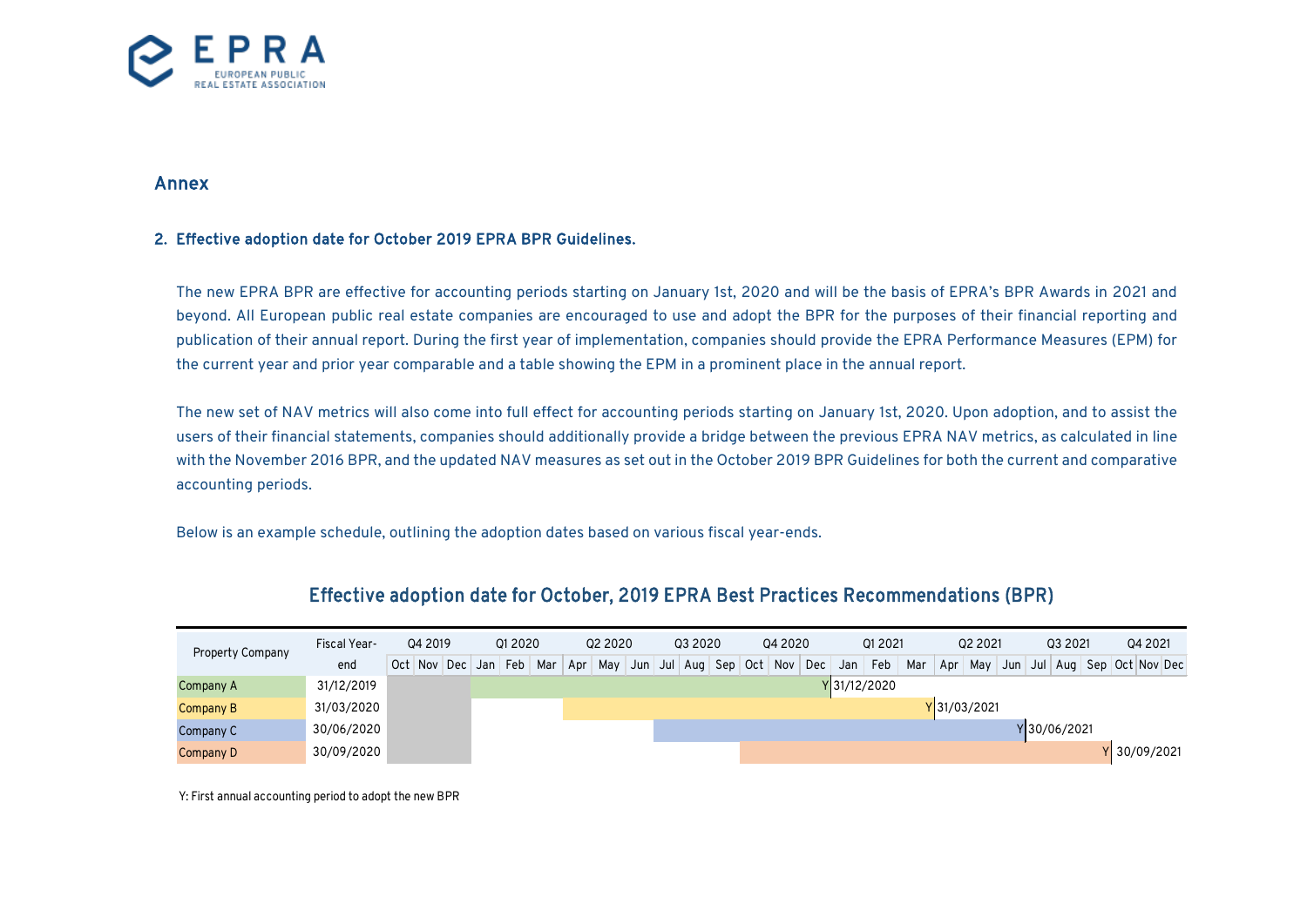## Annex

### 2. Effective adoption date for October 2019 EPRA BPR Guidelines.

The new EPRA BPR are effective for accounting periods starting on January 1st, 2020 and will be the basis of EPRA's BPR Awards in 2021 and beyond. All European public real estate companies are encouraged to use and adopt the BPR for the purposes of their financial reporting and publication of their annual report. During the first year of implementation, companies should provide the EPRA Performance Measures (EPM) for the current year and prior year comparable and a table showing the EPM in a prominent place in the annual report.

The new set of NAV metrics will also come into full effect for accounting periods starting on January 1st, 2020. Upon adoption, and to assist the users of their financial statements, companies should additionally provide a bridge between the previous EPRA NAV metrics, as calculated in line with the November 2016 BPR, and the updated NAV measures as set out in the October 2019 BPR Guidelines for both the current and comparative accounting periods.

Below is an example schedule, outlining the adoption dates based on various fiscal year-ends.

**Effective adoption date for October, 2019 EPRA Best Practices Recommendations (BPR)**

Property Company | Fiscal Year-end

Q4 2019: Oct, Nov, Dec | Q1 2020: Jan, Feb, Mar | Q2 2020: Apr, May, Jun | Q3 2020: Jul, Aug, Sep | Q4 2020: Oct, Nov, Dec | Q1 2021: Jan, Feb, Mar | Q2 2021: Apr, May, Jun | Q3 2021: Jul, Aug, Sep | Q4 2021: Oct, Nov, Dec

Company A | 31/12/2019 | Y 31/12/2020

Company B | 31/03/2020 | Y 31/03/2021

Company C | 30/06/2020 | Y 30/06/2021

Company D | 30/09/2020 | Y 30/09/2021

Y: First annual accounting period to adopt the new BPR